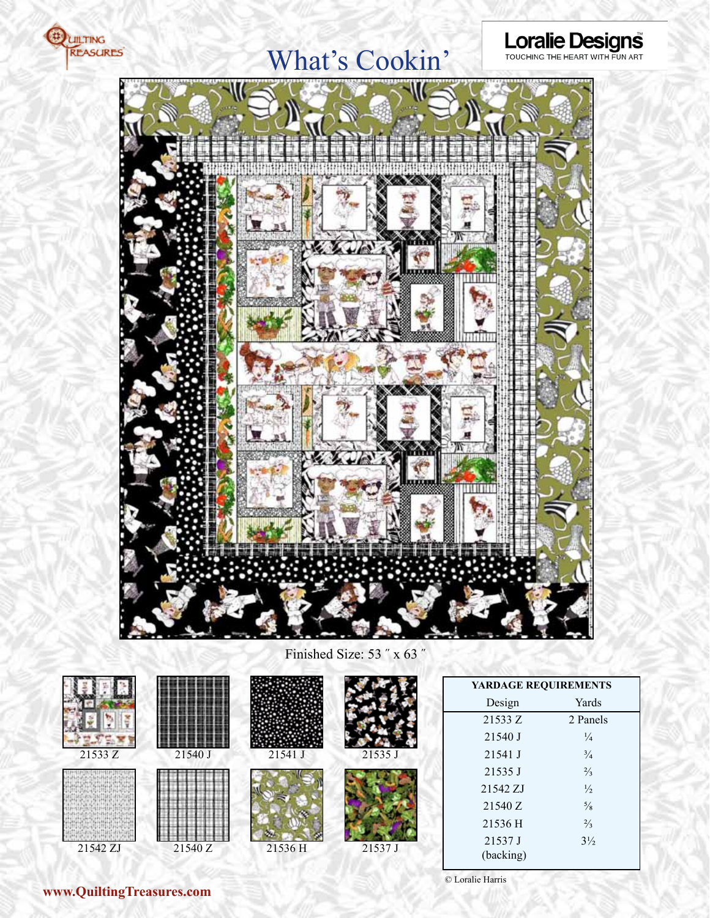# What's Cookin'

Loralie Designs
TOUCHING THE HEART WITH FUN ART

Finished Size: 53″ x 63″

21533 Z

21540 J

21541 J

21535 J

21542 ZJ

21540 Z

21536 H

21537 J

| YARDAGE REQUIREMENTS | |
|---|---|
| Design | Yards |
| 21533 Z | 2 Panels |
| 21540 J | ¼ |
| 21541 J | ¾ |
| 21535 J | ⅔ |
| 21542 ZJ | ½ |
| 21540 Z | ⅝ |
| 21536 H | ⅔ |
| 21537 J (backing) | 3½ |

© Loralie Harris

www.QuiltingTreasures.com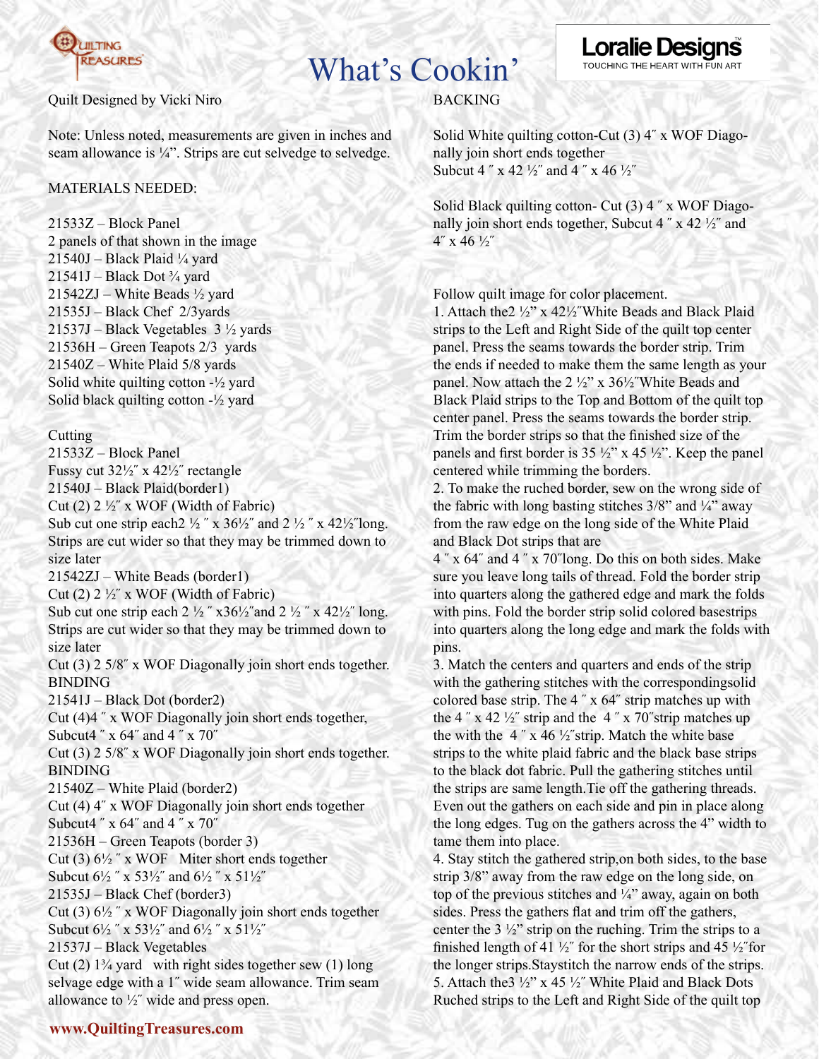# What's Cookin'

Quilt Designed by Vicki Niro

Note: Unless noted, measurements are given in inches and seam allowance is ¼". Strips are cut selvedge to selvedge.

MATERIALS NEEDED:

21533Z – Block Panel
2 panels of that shown in the image
21540J – Black Plaid ¼ yard
21541J – Black Dot ¾ yard
21542ZJ – White Beads ½ yard
21535J – Black Chef 2/3yards
21537J – Black Vegetables 3 ½ yards
21536H – Green Teapots 2/3 yards
21540Z – White Plaid 5/8 yards
Solid white quilting cotton -½ yard
Solid black quilting cotton -½ yard

Cutting
21533Z – Block Panel
Fussy cut 32½" x 42½" rectangle
21540J – Black Plaid(border1)
Cut (2) 2 ½" x WOF (Width of Fabric)
Sub cut one strip each2 ½ " x 36½" and 2 ½ " x 42½"long. Strips are cut wider so that they may be trimmed down to size later
21542ZJ – White Beads (border1)
Cut (2) 2 ½" x WOF (Width of Fabric)
Sub cut one strip each 2 ½ " x36½"and 2 ½ " x 42½" long. Strips are cut wider so that they may be trimmed down to size later
Cut (3) 2 5/8" x WOF Diagonally join short ends together. BINDING
21541J – Black Dot (border2)
Cut (4)4 " x WOF Diagonally join short ends together, Subcut4 " x 64" and 4 " x 70"
Cut (3) 2 5/8" x WOF Diagonally join short ends together. BINDING
21540Z – White Plaid (border2)
Cut (4) 4" x WOF Diagonally join short ends together
Subcut4 " x 64" and 4 " x 70"
21536H – Green Teapots (border 3)
Cut (3) 6½ " x WOF Miter short ends together
Subcut 6½ " x 53½" and 6½ " x 51½"
21535J – Black Chef (border3)
Cut (3) 6½ " x WOF Diagonally join short ends together
Subcut 6½ " x 53½" and 6½ " x 51½"
21537J – Black Vegetables
Cut (2) 1¾ yard with right sides together sew (1) long selvage edge with a 1" wide seam allowance. Trim seam allowance to ½" wide and press open.

BACKING

Solid White quilting cotton-Cut (3) 4" x WOF Diagonally join short ends together
Subcut 4 " x 42 ½" and 4 " x 46 ½"

Solid Black quilting cotton- Cut (3) 4 " x WOF Diagonally join short ends together, Subcut 4 " x 42 ½" and 4" x 46 ½"

Follow quilt image for color placement.

1. Attach the2 ½" x 42½"White Beads and Black Plaid strips to the Left and Right Side of the quilt top center panel. Press the seams towards the border strip. Trim the ends if needed to make them the same length as your panel. Now attach the 2 ½" x 36½"White Beads and Black Plaid strips to the Top and Bottom of the quilt top center panel. Press the seams towards the border strip. Trim the border strips so that the finished size of the panels and first border is 35 ½" x 45 ½". Keep the panel centered while trimming the borders.
2. To make the ruched border, sew on the wrong side of the fabric with long basting stitches 3/8" and ¼" away from the raw edge on the long side of the White Plaid and Black Dot strips that are 4 " x 64" and 4 " x 70"long. Do this on both sides. Make sure you leave long tails of thread. Fold the border strip into quarters along the gathered edge and mark the folds with pins. Fold the border strip solid colored basestrips into quarters along the long edge and mark the folds with pins.
3. Match the centers and quarters and ends of the strip with the gathering stitches with the correspondingsolid colored base strip. The 4 " x 64" strip matches up with the 4 " x 42 ½" strip and the 4 " x 70"strip matches up the with the 4 " x 46 ½"strip. Match the white base strips to the white plaid fabric and the black base strips to the black dot fabric. Pull the gathering stitches until the strips are same length.Tie off the gathering threads. Even out the gathers on each side and pin in place along the long edges. Tug on the gathers across the 4" width to tame them into place.
4. Stay stitch the gathered strip,on both sides, to the base strip 3/8" away from the raw edge on the long side, on top of the previous stitches and ¼" away, again on both sides. Press the gathers flat and trim off the gathers, center the 3 ½" strip on the ruching. Trim the strips to a finished length of 41 ½" for the short strips and 45 ½"for the longer strips.Staystitch the narrow ends of the strips.
5. Attach the3 ½" x 45 ½" White Plaid and Black Dots Ruched strips to the Left and Right Side of the quilt top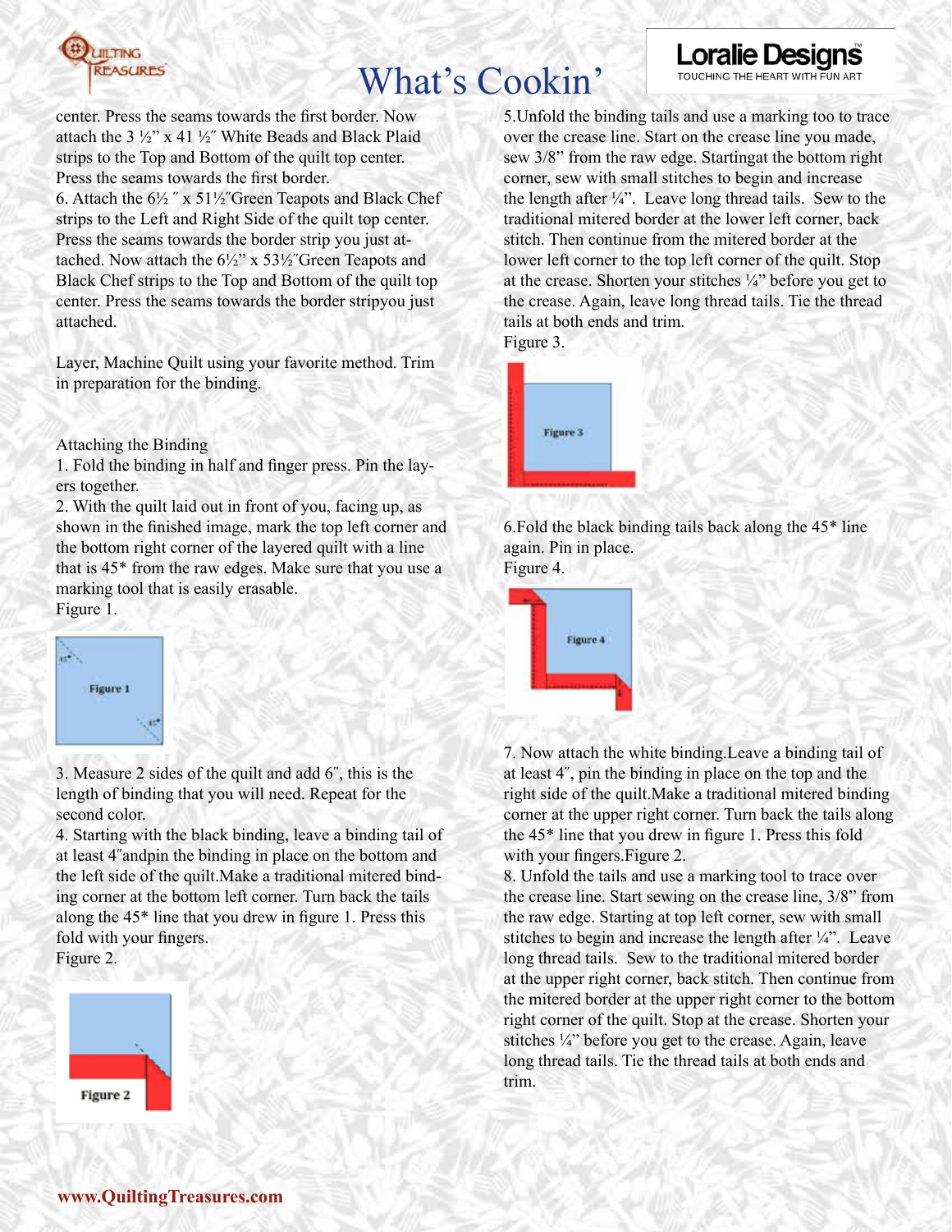center. Press the seams towards the first border. Now attach the 3 ½" x 41 ½" White Beads and Black Plaid strips to the Top and Bottom of the quilt top center. Press the seams towards the first border.

6. Attach the 6½ " x 51½"Green Teapots and Black Chef strips to the Left and Right Side of the quilt top center. Press the seams towards the border strip you just attached. Now attach the 6½" x 53½"Green Teapots and Black Chef strips to the Top and Bottom of the quilt top center. Press the seams towards the border stripyou just attached.

Layer, Machine Quilt using your favorite method. Trim in preparation for the binding.

Attaching the Binding

1. Fold the binding in half and finger press. Pin the layers together.

2. With the quilt laid out in front of you, facing up, as shown in the finished image, mark the top left corner and the bottom right corner of the layered quilt with a line that is 45* from the raw edges. Make sure that you use a marking tool that is easily erasable.

Figure 1.

3. Measure 2 sides of the quilt and add 6", this is the length of binding that you will need. Repeat for the second color.

4. Starting with the black binding, leave a binding tail of at least 4"andpin the binding in place on the bottom and the left side of the quilt.Make a traditional mitered binding corner at the bottom left corner. Turn back the tails along the 45* line that you drew in figure 1. Press this fold with your fingers.

Figure 2.

5.Unfold the binding tails and use a marking too to trace over the crease line. Start on the crease line you made, sew 3/8" from the raw edge. Startingat the bottom right corner, sew with small stitches to begin and increase the length after ¼". Leave long thread tails. Sew to the traditional mitered border at the lower left corner, back stitch. Then continue from the mitered border at the lower left corner to the top left corner of the quilt. Stop at the crease. Shorten your stitches ¼" before you get to the crease. Again, leave long thread tails. Tie the thread tails at both ends and trim.

Figure 3.

6.Fold the black binding tails back along the 45* line again. Pin in place.

Figure 4.

7. Now attach the white binding.Leave a binding tail of at least 4", pin the binding in place on the top and the right side of the quilt.Make a traditional mitered binding corner at the upper right corner. Turn back the tails along the 45* line that you drew in figure 1. Press this fold with your fingers.Figure 2.

8. Unfold the tails and use a marking tool to trace over the crease line. Start sewing on the crease line, 3/8" from the raw edge. Starting at top left corner, sew with small stitches to begin and increase the length after ¼". Leave long thread tails. Sew to the traditional mitered border at the upper right corner, back stitch. Then continue from the mitered border at the upper right corner to the bottom right corner of the quilt. Stop at the crease. Shorten your stitches ¼" before you get to the crease. Again, leave long thread tails. Tie the thread tails at both ends and trim.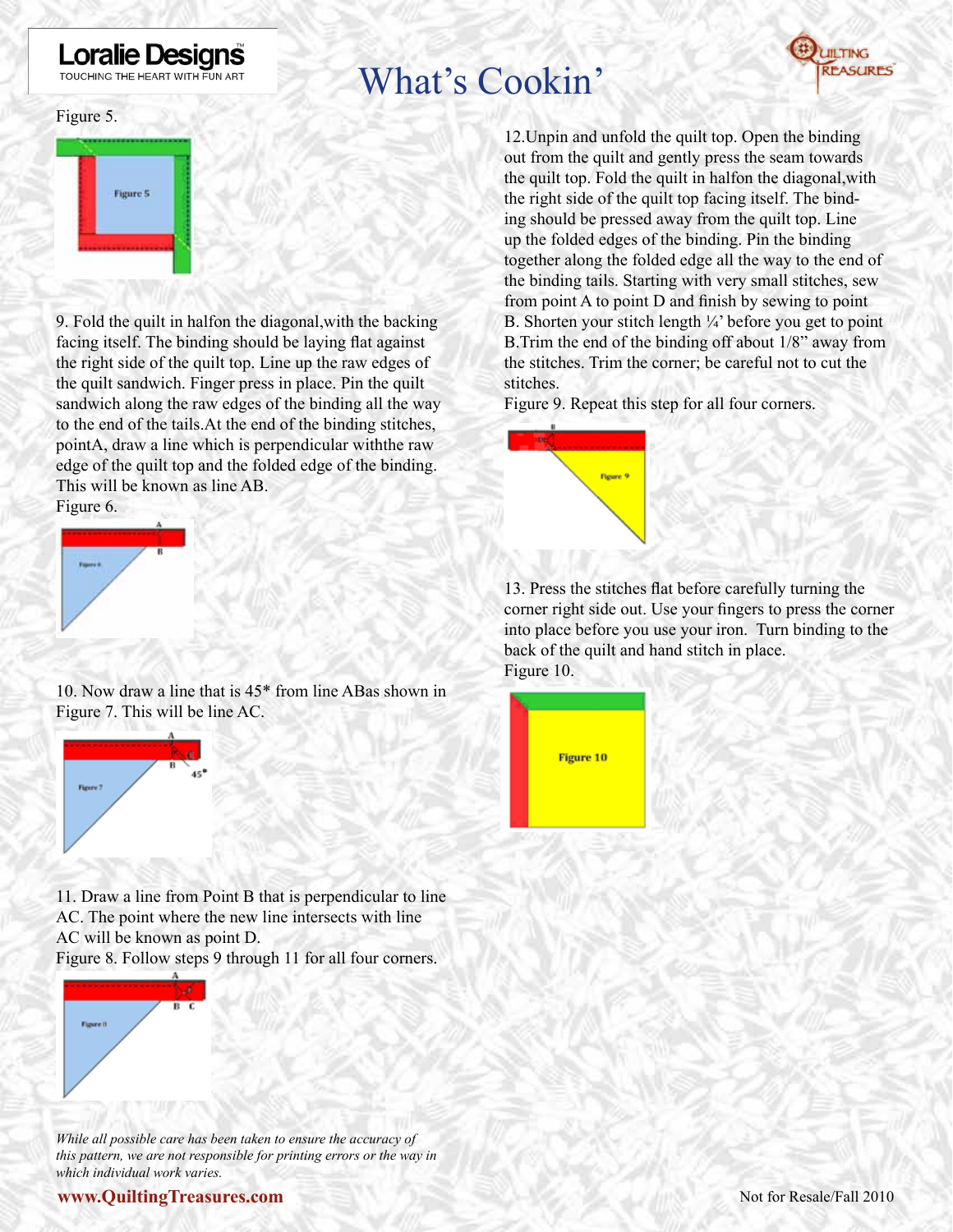# What's Cookin'

Figure 5.

9. Fold the quilt in halfon the diagonal,with the backing facing itself. The binding should be laying flat against the right side of the quilt top. Line up the raw edges of the quilt sandwich. Finger press in place. Pin the quilt sandwich along the raw edges of the binding all the way to the end of the tails.At the end of the binding stitches, pointA, draw a line which is perpendicular withthe raw edge of the quilt top and the folded edge of the binding. This will be known as line AB.

Figure 6.

10. Now draw a line that is 45* from line ABas shown in Figure 7. This will be line AC.

11. Draw a line from Point B that is perpendicular to line AC. The point where the new line intersects with line AC will be known as point D.

Figure 8. Follow steps 9 through 11 for all four corners.

12.Unpin and unfold the quilt top. Open the binding out from the quilt and gently press the seam towards the quilt top. Fold the quilt in halfon the diagonal,with the right side of the quilt top facing itself. The binding should be pressed away from the quilt top. Line up the folded edges of the binding. Pin the binding together along the folded edge all the way to the end of the binding tails. Starting with very small stitches, sew from point A to point D and finish by sewing to point B. Shorten your stitch length ¼' before you get to point B.Trim the end of the binding off about 1/8" away from the stitches. Trim the corner; be careful not to cut the stitches.

Figure 9. Repeat this step for all four corners.

13. Press the stitches flat before carefully turning the corner right side out. Use your fingers to press the corner into place before you use your iron. Turn binding to the back of the quilt and hand stitch in place.

Figure 10.

*While all possible care has been taken to ensure the accuracy of this pattern, we are not responsible for printing errors or the way in which individual work varies.*

**www.QuiltingTreasures.com**

Not for Resale/Fall 2010